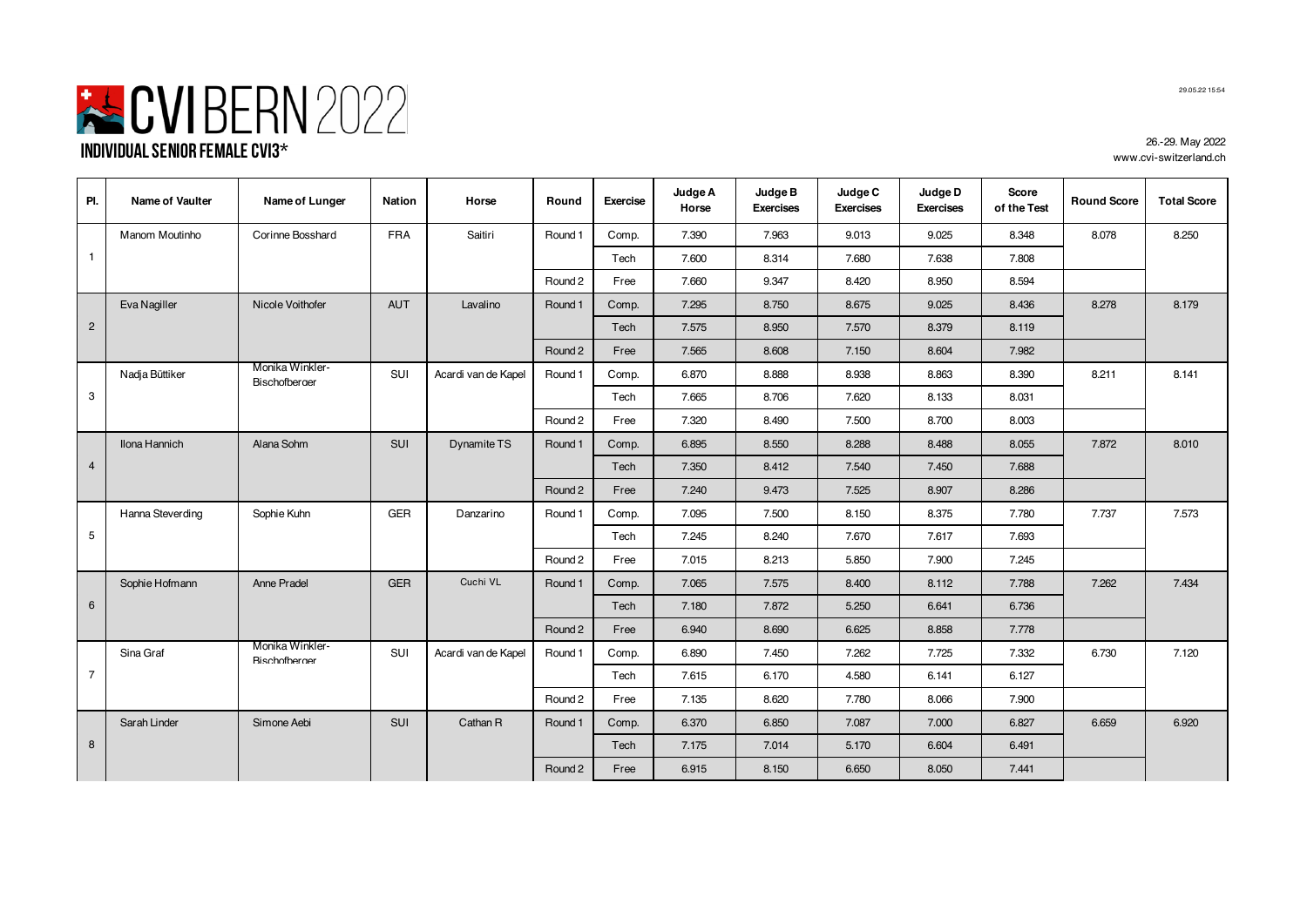# CVI BERN 2022

## INDIVIDUAL SENIOR FEMALE CVI3*

29.05.22 15:54

26.-29. May 2022
www.cvi-switzerland.ch

| Pl. | Name of Vaulter | Name of Lunger | Nation | Horse | Round | Exercise | Judge A Horse | Judge B Exercises | Judge C Exercises | Judge D Exercises | Score of the Test | Round Score | Total Score |
|---|---|---|---|---|---|---|---|---|---|---|---|---|---|
| 1 | Manom Moutinho | Corinne Bosshard | FRA | Saitiri | Round 1 | Comp. | 7.390 | 7.963 | 9.013 | 9.025 | 8.348 | 8.078 | 8.250 |
| | | | | | | Tech | 7.600 | 8.314 | 7.680 | 7.638 | 7.808 | | |
| | | | | | Round 2 | Free | 7.660 | 9.347 | 8.420 | 8.950 | 8.594 | | |
| 2 | Eva Nagiller | Nicole Voithofer | AUT | Lavalino | Round 1 | Comp. | 7.295 | 8.750 | 8.675 | 9.025 | 8.436 | 8.278 | 8.179 |
| | | | | | | Tech | 7.575 | 8.950 | 7.570 | 8.379 | 8.119 | | |
| | | | | | Round 2 | Free | 7.565 | 8.608 | 7.150 | 8.604 | 7.982 | | |
| 3 | Nadja Büttiker | Monika Winkler-Bischofberger | SUI | Acardi van de Kapel | Round 1 | Comp. | 6.870 | 8.888 | 8.938 | 8.863 | 8.390 | 8.211 | 8.141 |
| | | | | | | Tech | 7.665 | 8.706 | 7.620 | 8.133 | 8.031 | | |
| | | | | | Round 2 | Free | 7.320 | 8.490 | 7.500 | 8.700 | 8.003 | | |
| 4 | Ilona Hannich | Alana Sohm | SUI | Dynamite TS | Round 1 | Comp. | 6.895 | 8.550 | 8.288 | 8.488 | 8.055 | 7.872 | 8.010 |
| | | | | | | Tech | 7.350 | 8.412 | 7.540 | 7.450 | 7.688 | | |
| | | | | | Round 2 | Free | 7.240 | 9.473 | 7.525 | 8.907 | 8.286 | | |
| 5 | Hanna Steverding | Sophie Kuhn | GER | Danzarino | Round 1 | Comp. | 7.095 | 7.500 | 8.150 | 8.375 | 7.780 | 7.737 | 7.573 |
| | | | | | | Tech | 7.245 | 8.240 | 7.670 | 7.617 | 7.693 | | |
| | | | | | Round 2 | Free | 7.015 | 8.213 | 5.850 | 7.900 | 7.245 | | |
| 6 | Sophie Hofmann | Anne Pradel | GER | Cuchi VL | Round 1 | Comp. | 7.065 | 7.575 | 8.400 | 8.112 | 7.788 | 7.262 | 7.434 |
| | | | | | | Tech | 7.180 | 7.872 | 5.250 | 6.641 | 6.736 | | |
| | | | | | Round 2 | Free | 6.940 | 8.690 | 6.625 | 8.858 | 7.778 | | |
| 7 | Sina Graf | Monika Winkler-Bischofberger | SUI | Acardi van de Kapel | Round 1 | Comp. | 6.890 | 7.450 | 7.262 | 7.725 | 7.332 | 6.730 | 7.120 |
| | | | | | | Tech | 7.615 | 6.170 | 4.580 | 6.141 | 6.127 | | |
| | | | | | Round 2 | Free | 7.135 | 8.620 | 7.780 | 8.066 | 7.900 | | |
| 8 | Sarah Linder | Simone Aebi | SUI | Cathan R | Round 1 | Comp. | 6.370 | 6.850 | 7.087 | 7.000 | 6.827 | 6.659 | 6.920 |
| | | | | | | Tech | 7.175 | 7.014 | 5.170 | 6.604 | 6.491 | | |
| | | | | | Round 2 | Free | 6.915 | 8.150 | 6.650 | 8.050 | 7.441 | | |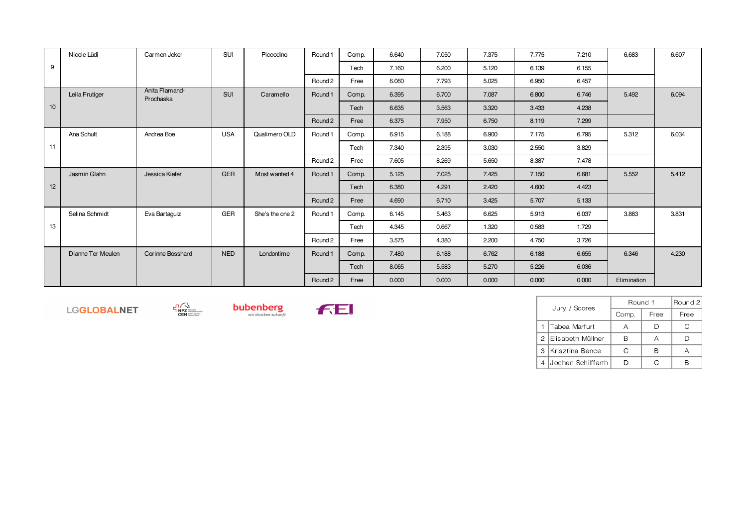| | | | | | | | | | | | | | |
|---|---|---|---|---|---|---|---|---|---|---|---|---|---|
| 9 | Nicole Lüdi | Carmen Jeker | SUI | Piccodino | Round 1 | Comp. | 6.640 | 7.050 | 7.375 | 7.775 | 7.210 | 6.683 | 6.607 |
| | | | | | | Tech | 7.160 | 6.200 | 5.120 | 6.139 | 6.155 | | |
| | | | | | Round 2 | Free | 6.060 | 7.793 | 5.025 | 6.950 | 6.457 | | |
| 10 | Leila Frutiger | Anita Flamand-Prochaska | SUI | Caramello | Round 1 | Comp. | 6.395 | 6.700 | 7.087 | 6.800 | 6.746 | 5.492 | 6.094 |
| | | | | | | Tech | 6.635 | 3.563 | 3.320 | 3.433 | 4.238 | | |
| | | | | | Round 2 | Free | 6.375 | 7.950 | 6.750 | 8.119 | 7.299 | | |
| 11 | Ana Schult | Andrea Boe | USA | Qualimero OLD | Round 1 | Comp. | 6.915 | 6.188 | 6.900 | 7.175 | 6.795 | 5.312 | 6.034 |
| | | | | | | Tech | 7.340 | 2.395 | 3.030 | 2.550 | 3.829 | | |
| | | | | | Round 2 | Free | 7.605 | 8.269 | 5.650 | 8.387 | 7.478 | | |
| 12 | Jasmin Glahn | Jessica Kiefer | GER | Most wanted 4 | Round 1 | Comp. | 5.125 | 7.025 | 7.425 | 7.150 | 6.681 | 5.552 | 5.412 |
| | | | | | | Tech | 6.380 | 4.291 | 2.420 | 4.600 | 4.423 | | |
| | | | | | Round 2 | Free | 4.690 | 6.710 | 3.425 | 5.707 | 5.133 | | |
| 13 | Selina Schmidt | Eva Bartaguiz | GER | She's the one 2 | Round 1 | Comp. | 6.145 | 5.463 | 6.625 | 5.913 | 6.037 | 3.883 | 3.831 |
| | | | | | | Tech | 4.345 | 0.667 | 1.320 | 0.583 | 1.729 | | |
| | | | | | Round 2 | Free | 3.575 | 4.380 | 2.200 | 4.750 | 3.726 | | |
| | Dianne Ter Meulen | Corinne Bosshard | NED | Londontime | Round 1 | Comp. | 7.480 | 6.188 | 6.762 | 6.188 | 6.655 | 6.346 | 4.230 |
| | | | | | | Tech | 8.065 | 5.583 | 5.270 | 5.226 | 6.036 | | |
| | | | | | Round 2 | Free | 0.000 | 0.000 | 0.000 | 0.000 | 0.000 | Elimination | |

LGGLOBALNET NPZ CEN bubenberg *wir drucken zukunft* FEI

| | Jury / Scores | Round 1 | | Round 2 |
|---|---|---|---|---|
| | | Comp. | Free | Free |
| 1 | Tabea Marfurt | A | D | C |
| 2 | Elisabeth Müllner | B | A | D |
| 3 | Krisztina Bence | C | B | A |
| 4 | Jochen Schilffarth | D | C | B |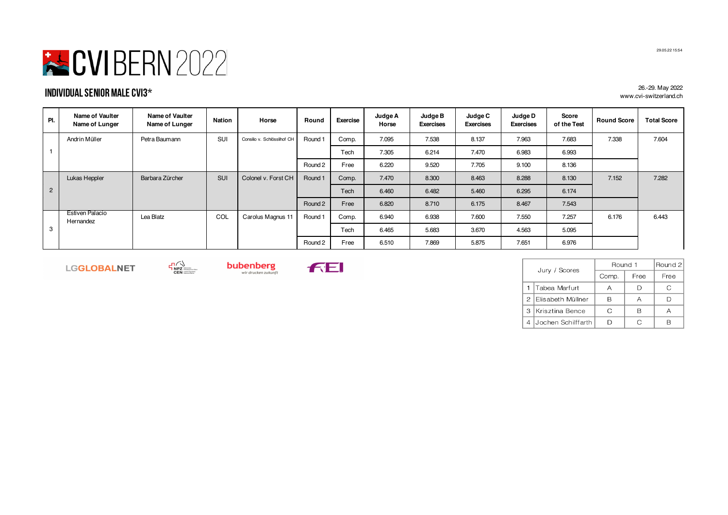# CVI BERN 2022

29.05.22 15:54

## INDIVIDUAL SENIOR MALE CVI3*

26.-29. May 2022
www.cvi-switzerland.ch

| Pl. | Name of Vaulter Name of Lunger | Name of Vaulter Name of Lunger | Nation | Horse | Round | Exercise | Judge A Horse | Judge B Exercises | Judge C Exercises | Judge D Exercises | Score of the Test | Round Score | Total Score |
|---|---|---|---|---|---|---|---|---|---|---|---|---|---|
| 1 | Andrin Müller | Petra Baumann | SUI | Consilio v. Schlössilhof CH | Round 1 | Comp. | 7.095 | 7.538 | 8.137 | 7.963 | 7.683 | 7.338 | 7.604 |
| | | | | | | Tech | 7.305 | 6.214 | 7.470 | 6.983 | 6.993 | | |
| | | | | | Round 2 | Free | 6.220 | 9.520 | 7.705 | 9.100 | 8.136 | | |
| 2 | Lukas Heppler | Barbara Zürcher | SUI | Colonel v. Forst CH | Round 1 | Comp. | 7.470 | 8.300 | 8.463 | 8.288 | 8.130 | 7.152 | 7.282 |
| | | | | | | Tech | 6.460 | 6.482 | 5.460 | 6.295 | 6.174 | | |
| | | | | | Round 2 | Free | 6.820 | 8.710 | 6.175 | 8.467 | 7.543 | | |
| 3 | Estiven Palacio Hernandez | Lea Blatz | COL | Carolus Magnus 11 | Round 1 | Comp. | 6.940 | 6.938 | 7.600 | 7.550 | 7.257 | 6.176 | 6.443 |
| | | | | | | Tech | 6.465 | 5.683 | 3.670 | 4.563 | 5.095 | | |
| | | | | | Round 2 | Free | 6.510 | 7.869 | 5.875 | 7.651 | 6.976 | | |

LGGLOBALNET NPZ CEN bubenberg *wir drucken zukunft* FEI

| Jury / Scores | | Round 1 | | Round 2 |
|---|---|---|---|---|
| | | Comp. | Free | Free |
| 1 | Tabea Marfurt | A | D | C |
| 2 | Elisabeth Müllner | B | A | D |
| 3 | Krisztina Bence | C | B | A |
| 4 | Jochen Schilfffarth | D | C | B |